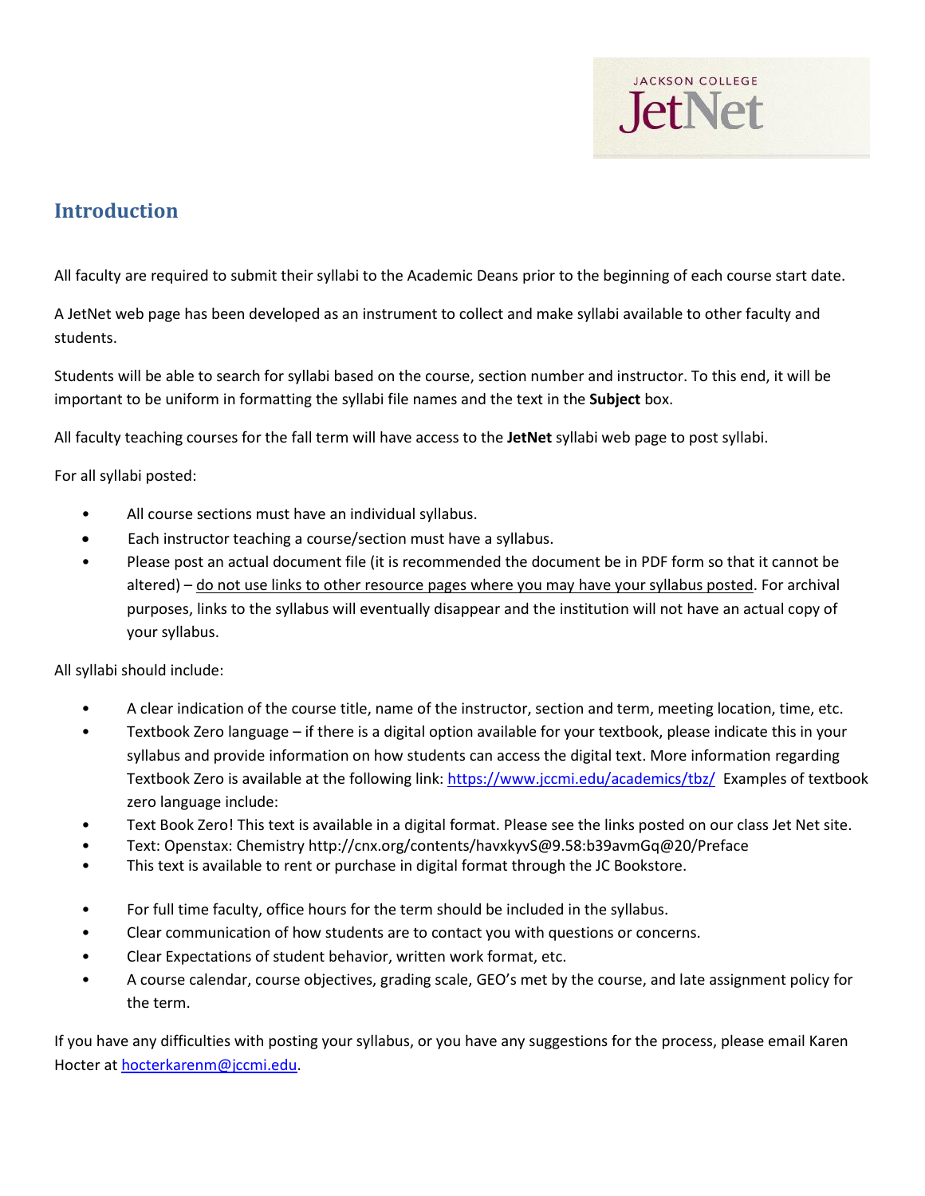JACKSON COLLEGE
JetNet

## Introduction

All faculty are required to submit their syllabi to the Academic Deans prior to the beginning of each course start date.

A JetNet web page has been developed as an instrument to collect and make syllabi available to other faculty and students.

Students will be able to search for syllabi based on the course, section number and instructor. To this end, it will be important to be uniform in formatting the syllabi file names and the text in the **Subject** box.

All faculty teaching courses for the fall term will have access to the **JetNet** syllabi web page to post syllabi.

For all syllabi posted:

- All course sections must have an individual syllabus.
- Each instructor teaching a course/section must have a syllabus.
- Please post an actual document file (it is recommended the document be in PDF form so that it cannot be altered) – do not use links to other resource pages where you may have your syllabus posted. For archival purposes, links to the syllabus will eventually disappear and the institution will not have an actual copy of your syllabus.

All syllabi should include:

- A clear indication of the course title, name of the instructor, section and term, meeting location, time, etc.
- Textbook Zero language – if there is a digital option available for your textbook, please indicate this in your syllabus and provide information on how students can access the digital text. More information regarding Textbook Zero is available at the following link: [https://www.jccmi.edu/academics/tbz/](https://www.jccmi.edu/academics/tbz/) Examples of textbook zero language include:
- Text Book Zero! This text is available in a digital format. Please see the links posted on our class Jet Net site.
- Text: Openstax: Chemistry http://cnx.org/contents/havxkyvS@9.58:b39avmGq@20/Preface
- This text is available to rent or purchase in digital format through the JC Bookstore.

- For full time faculty, office hours for the term should be included in the syllabus.
- Clear communication of how students are to contact you with questions or concerns.
- Clear Expectations of student behavior, written work format, etc.
- A course calendar, course objectives, grading scale, GEO's met by the course, and late assignment policy for the term.

If you have any difficulties with posting your syllabus, or you have any suggestions for the process, please email Karen Hocter at [hocterkarenm@jccmi.edu](mailto:hocterkarenm@jccmi.edu).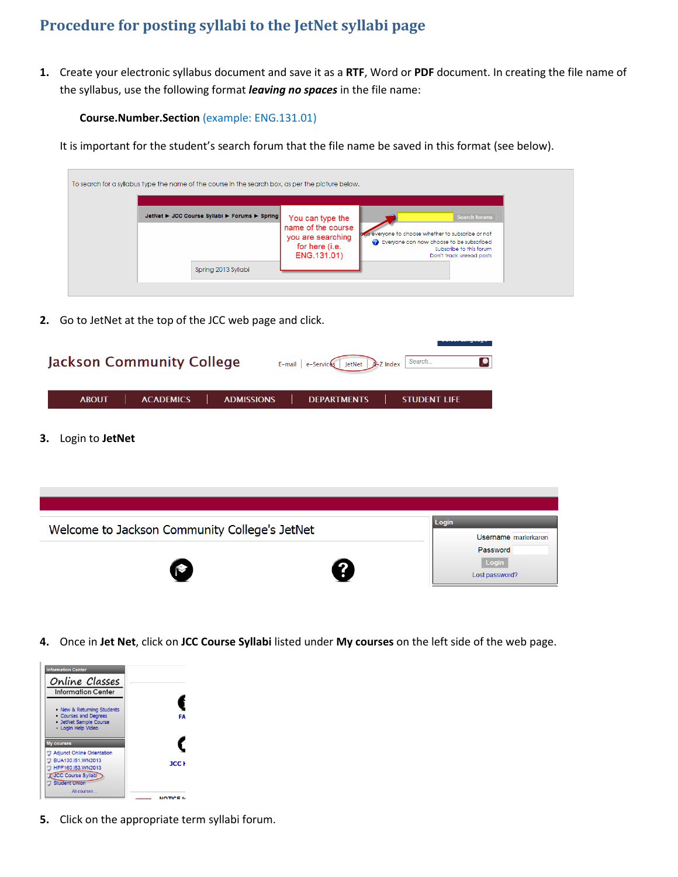# Procedure for posting syllabi to the JetNet syllabi page

1. Create your electronic syllabus document and save it as a **RTF**, Word or **PDF** document. In creating the file name of the syllabus, use the following format ***leaving no spaces*** in the file name:

   **Course.Number.Section** (example: ENG.131.01)

   It is important for the student's search forum that the file name be saved in this format (see below).

2. Go to JetNet at the top of the JCC web page and click.

3. Login to **JetNet**

4. Once in **Jet Net**, click on **JCC Course Syllabi** listed under **My courses** on the left side of the web page.

5. Click on the appropriate term syllabi forum.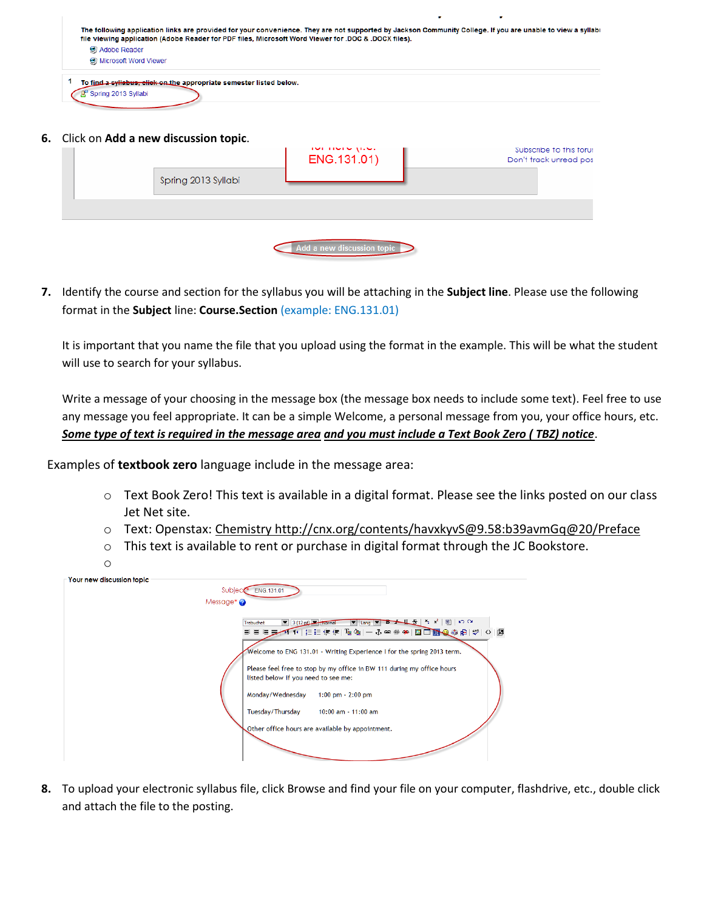The following application links are provided for your convenience. They are not supported by Jackson Community College. If you are unable to view a syllabi file viewing application (Adobe Reader for PDF files, Microsoft Word Viewer for .DOC & .DOCX files).

Adobe Reader

Microsoft Word Viewer

1 To find a syllabus, click on the appropriate semester listed below.

Spring 2013 Syllabi

6. Click on **Add a new discussion topic**.

ENG.131.01)

Subscribe to this forum

Don't track unread posts

Spring 2013 Syllabi

Add a new discussion topic

7. Identify the course and section for the syllabus you will be attaching in the **Subject line**. Please use the following format in the **Subject** line: **Course.Section** (example: ENG.131.01)

   It is important that you name the file that you upload using the format in the example. This will be what the student will use to search for your syllabus.

   Write a message of your choosing in the message box (the message box needs to include some text). Feel free to use any message you feel appropriate. It can be a simple Welcome, a personal message from you, your office hours, etc. ***Some type of text is required in the message area*** ***and you must include a Text Book Zero ( TBZ) notice***.

Examples of **textbook zero** language include in the message area:

- Text Book Zero! This text is available in a digital format. Please see the links posted on our class Jet Net site.
- Text: Openstax: Chemistry http://cnx.org/contents/havxkyvS@9.58:b39avmGq@20/Preface
- This text is available to rent or purchase in digital format through the JC Bookstore.
-

Your new discussion topic

Subject* ENG.131.01

Message*

Welcome to ENG 131.01 - Writing Experience I for the spring 2013 term.

Please feel free to stop by my office in BW 111 during my office hours listed below if you need to see me:

Monday/Wednesday 1:00 pm - 2:00 pm

Tuesday/Thursday 10:00 am - 11:00 am

Other office hours are available by appointment.

8. To upload your electronic syllabus file, click Browse and find your file on your computer, flashdrive, etc., double click and attach the file to the posting.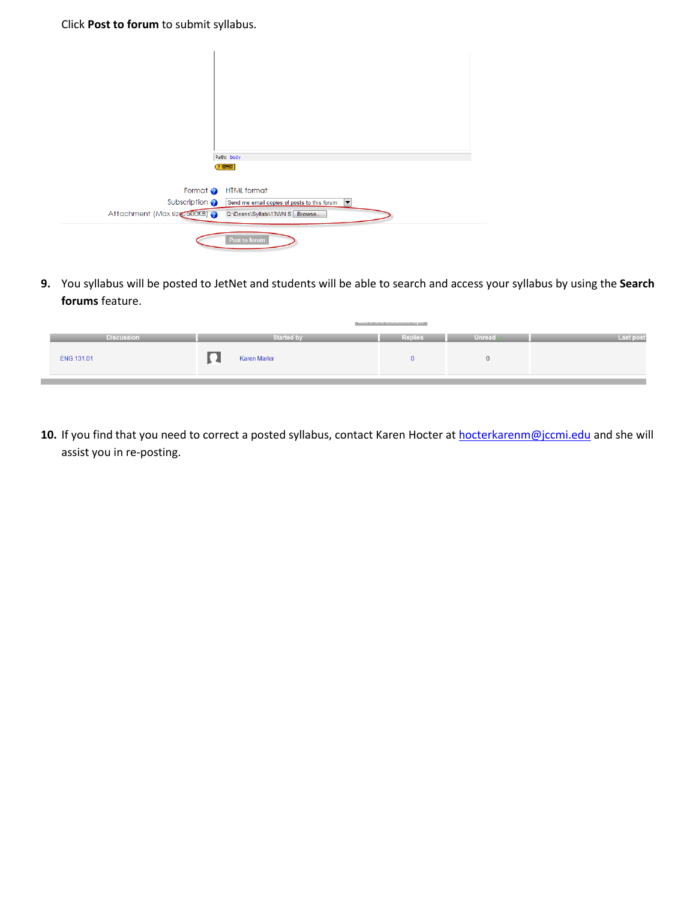Click **Post to forum** to submit syllabus.

Path: body

Format HTML format

Subscription Send me email copies of posts to this forum

Attachment (Max size: 500KB) Q:\Deans\Syllabi\13WN S Browse...

Post to forum

9. You syllabus will be posted to JetNet and students will be able to search and access your syllabus by using the **Search forums** feature.

| Discussion | Started by | Replies | Unread | Last post |
|---|---|---|---|---|
| ENG 131.01 | Karen Marler | 0 | 0 | |

10. If you find that you need to correct a posted syllabus, contact Karen Hocter at hocterkarenm@jccmi.edu and she will assist you in re-posting.